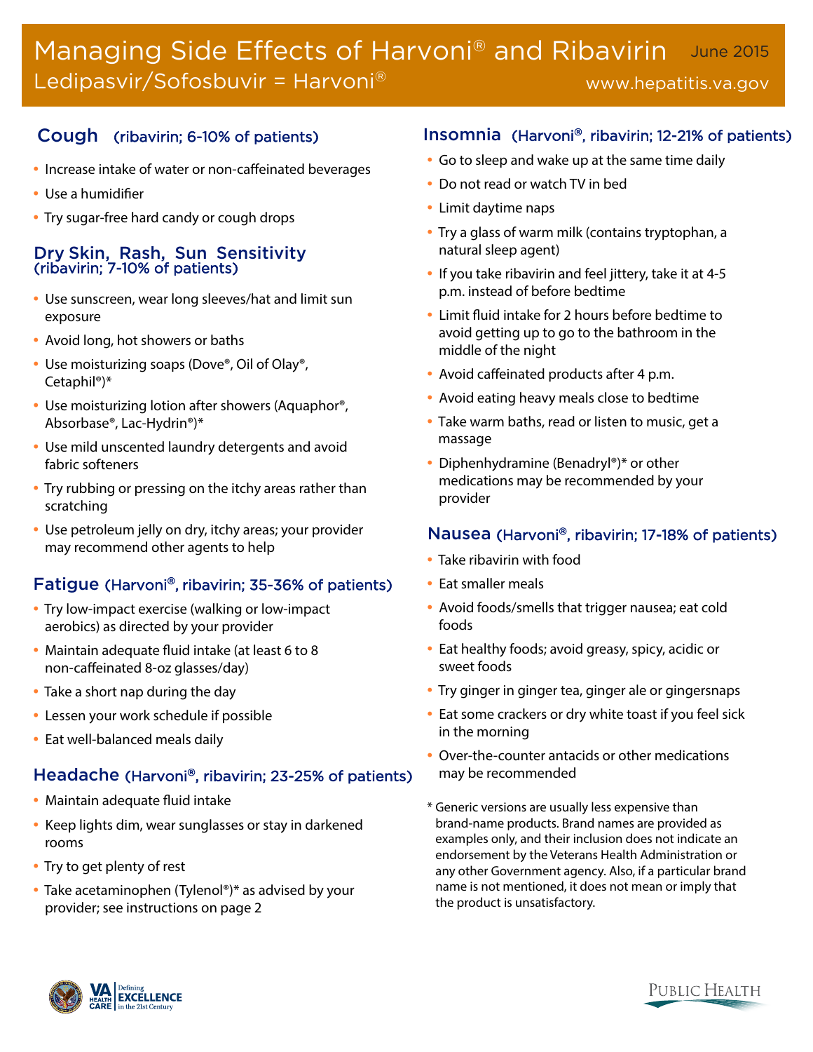# Managing Side Effects of Harvoni® and Ribavirin

June 2015

Ledipasvir/Sofosbuvir = Harvoni®

www.hepatitis.va.gov

## Cough (ribavirin; 6-10% of patients)

- Increase intake of water or non-caffeinated beverages
- Use a humidifier
- Try sugar-free hard candy or cough drops

## Dry Skin, Rash, Sun Sensitivity (ribavirin; 7-10% of patients)

- Use sunscreen, wear long sleeves/hat and limit sun exposure
- Avoid long, hot showers or baths
- Use moisturizing soaps (Dove®, Oil of Olay®, Cetaphil®)*
- Use moisturizing lotion after showers (Aquaphor®, Absorbase®, Lac-Hydrin®)*
- Use mild unscented laundry detergents and avoid fabric softeners
- Try rubbing or pressing on the itchy areas rather than scratching
- Use petroleum jelly on dry, itchy areas; your provider may recommend other agents to help

## Fatigue (Harvoni®, ribavirin; 35-36% of patients)

- Try low-impact exercise (walking or low-impact aerobics) as directed by your provider
- Maintain adequate fluid intake (at least 6 to 8 non-caffeinated 8-oz glasses/day)
- Take a short nap during the day
- Lessen your work schedule if possible
- Eat well-balanced meals daily

## Headache (Harvoni®, ribavirin; 23-25% of patients)

- Maintain adequate fluid intake
- Keep lights dim, wear sunglasses or stay in darkened rooms
- Try to get plenty of rest
- Take acetaminophen (Tylenol®)* as advised by your provider; see instructions on page 2

## Insomnia (Harvoni®, ribavirin; 12-21% of patients)

- Go to sleep and wake up at the same time daily
- Do not read or watch TV in bed
- Limit daytime naps
- Try a glass of warm milk (contains tryptophan, a natural sleep agent)
- If you take ribavirin and feel jittery, take it at 4-5 p.m. instead of before bedtime
- Limit fluid intake for 2 hours before bedtime to avoid getting up to go to the bathroom in the middle of the night
- Avoid caffeinated products after 4 p.m.
- Avoid eating heavy meals close to bedtime
- Take warm baths, read or listen to music, get a massage
- Diphenhydramine (Benadryl®)* or other medications may be recommended by your provider

## Nausea (Harvoni®, ribavirin; 17-18% of patients)

- Take ribavirin with food
- Eat smaller meals
- Avoid foods/smells that trigger nausea; eat cold foods
- Eat healthy foods; avoid greasy, spicy, acidic or sweet foods
- Try ginger in ginger tea, ginger ale or gingersnaps
- Eat some crackers or dry white toast if you feel sick in the morning
- Over-the-counter antacids or other medications may be recommended

\* Generic versions are usually less expensive than brand-name products. Brand names are provided as examples only, and their inclusion does not indicate an endorsement by the Veterans Health Administration or any other Government agency. Also, if a particular brand name is not mentioned, it does not mean or imply that the product is unsatisfactory.

VA Health Care | Defining EXCELLENCE in the 21st Century

Public Health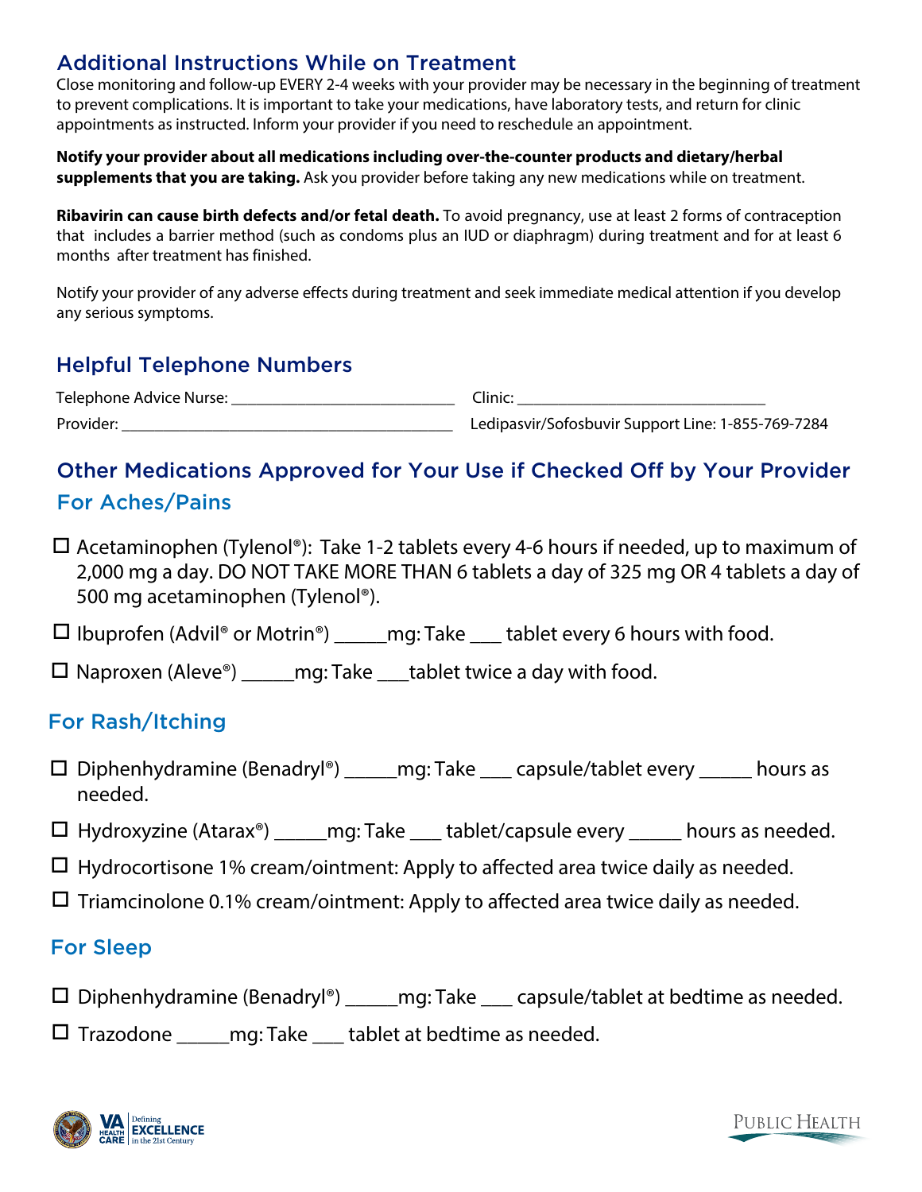## Additional Instructions While on Treatment

Close monitoring and follow-up EVERY 2-4 weeks with your provider may be necessary in the beginning of treatment to prevent complications. It is important to take your medications, have laboratory tests, and return for clinic appointments as instructed. Inform your provider if you need to reschedule an appointment.

**Notify your provider about all medications including over-the-counter products and dietary/herbal supplements that you are taking.** Ask you provider before taking any new medications while on treatment.

**Ribavirin can cause birth defects and/or fetal death.** To avoid pregnancy, use at least 2 forms of contraception that includes a barrier method (such as condoms plus an IUD or diaphragm) during treatment and for at least 6 months after treatment has finished.

Notify your provider of any adverse effects during treatment and seek immediate medical attention if you develop any serious symptoms.

## Helpful Telephone Numbers

Telephone Advice Nurse: ____________________________

Clinic: ________________________________

Provider: ___________________________________________

Ledipasvir/Sofosbuvir Support Line: 1-855-769-7284

## Other Medications Approved for Your Use if Checked Off by Your Provider

### For Aches/Pains

- ☐ Acetaminophen (Tylenol®): Take 1-2 tablets every 4-6 hours if needed, up to maximum of 2,000 mg a day. DO NOT TAKE MORE THAN 6 tablets a day of 325 mg OR 4 tablets a day of 500 mg acetaminophen (Tylenol®).
- ☐ Ibuprofen (Advil® or Motrin®) _____mg: Take ___ tablet every 6 hours with food.
- ☐ Naproxen (Aleve®) _____mg: Take ___tablet twice a day with food.

### For Rash/Itching

- ☐ Diphenhydramine (Benadryl®) _____mg: Take ___ capsule/tablet every _____ hours as needed.
- ☐ Hydroxyzine (Atarax®) _____mg: Take ___ tablet/capsule every _____ hours as needed.
- ☐ Hydrocortisone 1% cream/ointment: Apply to affected area twice daily as needed.
- ☐ Triamcinolone 0.1% cream/ointment: Apply to affected area twice daily as needed.

### For Sleep

- ☐ Diphenhydramine (Benadryl®) _____mg: Take ___ capsule/tablet at bedtime as needed.
- ☐ Trazodone _____mg: Take ___ tablet at bedtime as needed.